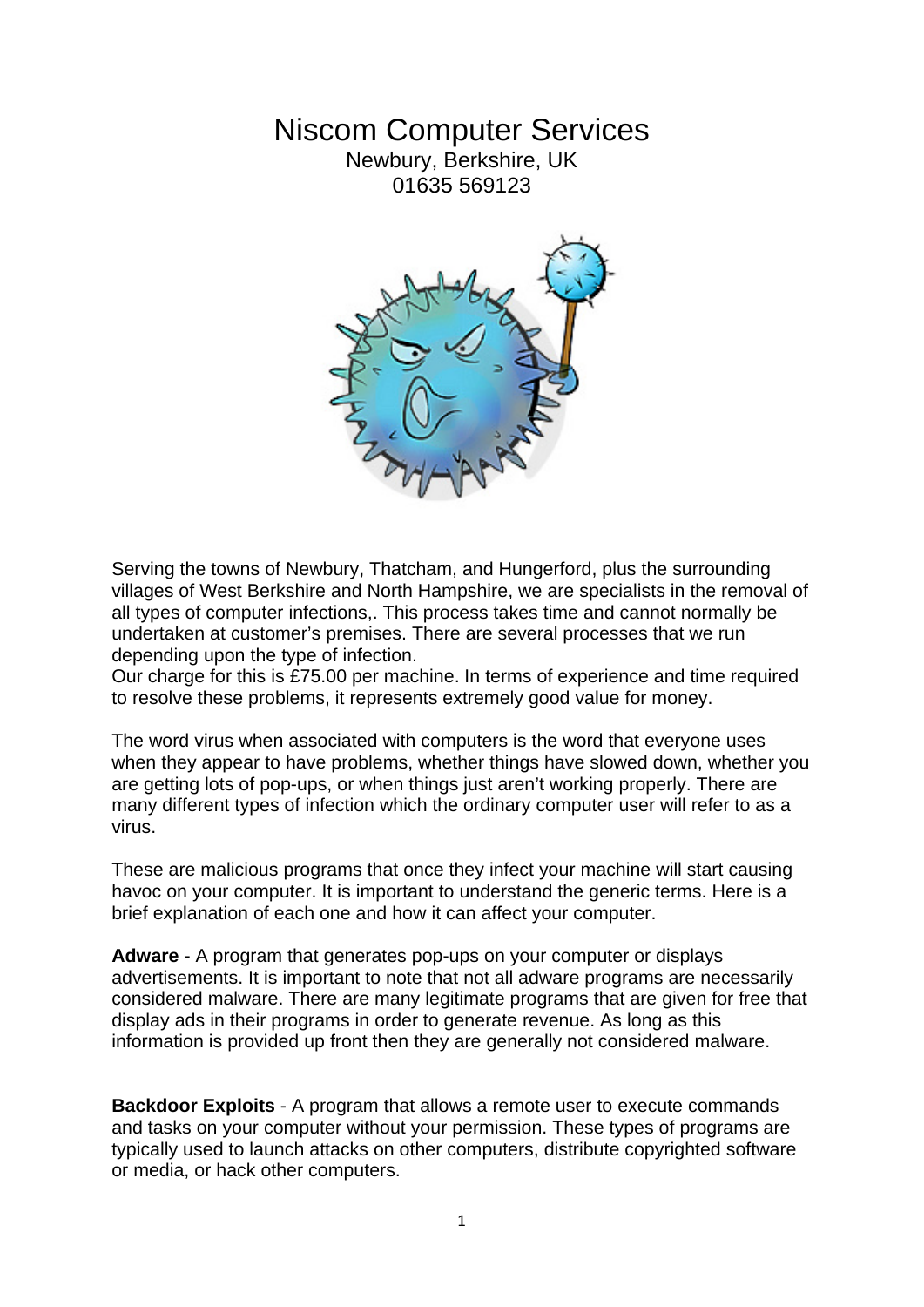# Niscom Computer Services

Newbury, Berkshire, UK
01635 569123

Serving the towns of Newbury, Thatcham, and Hungerford, plus the surrounding villages of West Berkshire and North Hampshire, we are specialists in the removal of all types of computer infections,. This process takes time and cannot normally be undertaken at customer's premises. There are several processes that we run depending upon the type of infection.
Our charge for this is £75.00 per machine. In terms of experience and time required to resolve these problems, it represents extremely good value for money.

The word virus when associated with computers is the word that everyone uses when they appear to have problems, whether things have slowed down, whether you are getting lots of pop-ups, or when things just aren't working properly. There are many different types of infection which the ordinary computer user will refer to as a virus.

These are malicious programs that once they infect your machine will start causing havoc on your computer. It is important to understand the generic terms. Here is a brief explanation of each one and how it can affect your computer.

**Adware** - A program that generates pop-ups on your computer or displays advertisements. It is important to note that not all adware programs are necessarily considered malware. There are many legitimate programs that are given for free that display ads in their programs in order to generate revenue. As long as this information is provided up front then they are generally not considered malware.

**Backdoor Exploits** - A program that allows a remote user to execute commands and tasks on your computer without your permission. These types of programs are typically used to launch attacks on other computers, distribute copyrighted software or media, or hack other computers.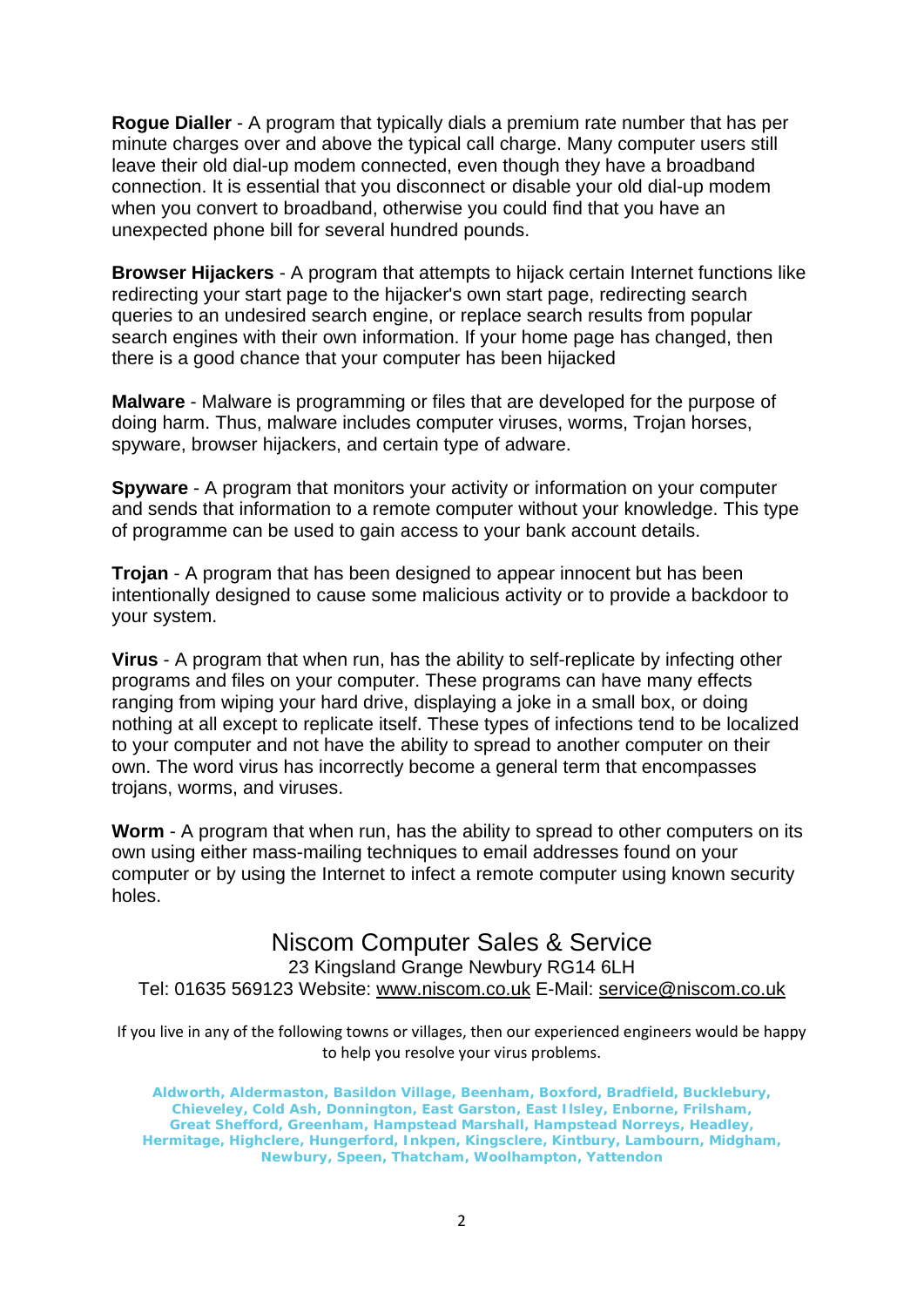**Rogue Dialler** - A program that typically dials a premium rate number that has per minute charges over and above the typical call charge. Many computer users still leave their old dial-up modem connected, even though they have a broadband connection. It is essential that you disconnect or disable your old dial-up modem when you convert to broadband, otherwise you could find that you have an unexpected phone bill for several hundred pounds.

**Browser Hijackers** - A program that attempts to hijack certain Internet functions like redirecting your start page to the hijacker's own start page, redirecting search queries to an undesired search engine, or replace search results from popular search engines with their own information. If your home page has changed, then there is a good chance that your computer has been hijacked

**Malware** - Malware is programming or files that are developed for the purpose of doing harm. Thus, malware includes computer viruses, worms, Trojan horses, spyware, browser hijackers, and certain type of adware.

**Spyware** - A program that monitors your activity or information on your computer and sends that information to a remote computer without your knowledge. This type of programme can be used to gain access to your bank account details.

**Trojan** - A program that has been designed to appear innocent but has been intentionally designed to cause some malicious activity or to provide a backdoor to your system.

**Virus** - A program that when run, has the ability to self-replicate by infecting other programs and files on your computer. These programs can have many effects ranging from wiping your hard drive, displaying a joke in a small box, or doing nothing at all except to replicate itself. These types of infections tend to be localized to your computer and not have the ability to spread to another computer on their own. The word virus has incorrectly become a general term that encompasses trojans, worms, and viruses.

**Worm** - A program that when run, has the ability to spread to other computers on its own using either mass-mailing techniques to email addresses found on your computer or by using the Internet to infect a remote computer using known security holes.

## Niscom Computer Sales & Service

23 Kingsland Grange Newbury RG14 6LH
Tel: 01635 569123 Website: www.niscom.co.uk E-Mail: service@niscom.co.uk

If you live in any of the following towns or villages, then our experienced engineers would be happy to help you resolve your virus problems.

**Aldworth, Aldermaston, Basildon Village, Beenham, Boxford, Bradfield, Bucklebury, Chieveley, Cold Ash, Donnington, East Garston, East Ilsley, Enborne, Frilsham, Great Shefford, Greenham, Hampstead Marshall, Hampstead Norreys, Headley, Hermitage, Highclere, Hungerford, Inkpen, Kingsclere, Kintbury, Lambourn, Midgham, Newbury, Speen, Thatcham, Woolhampton, Yattendon**